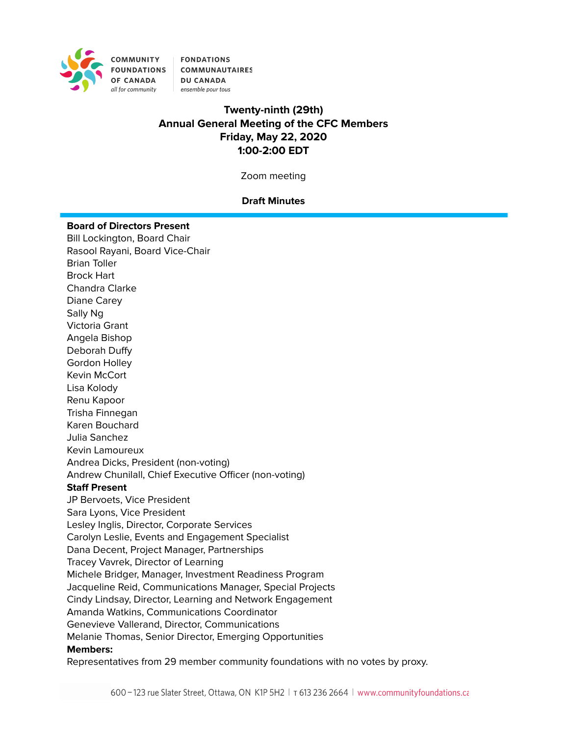COMMUNITY FOUNDATIONS OF CANADA
*all for community*

FONDATIONS COMMUNAUTAIRES DU CANADA
*ensemble pour tous*

**Twenty-ninth (29th)**
**Annual General Meeting of the CFC Members**
**Friday, May 22, 2020**
**1:00-2:00 EDT**

Zoom meeting

**Draft Minutes**

---

**Board of Directors Present**
Bill Lockington, Board Chair
Rasool Rayani, Board Vice-Chair
Brian Toller
Brock Hart
Chandra Clarke
Diane Carey
Sally Ng
Victoria Grant
Angela Bishop
Deborah Duffy
Gordon Holley
Kevin McCort
Lisa Kolody
Renu Kapoor
Trisha Finnegan
Karen Bouchard
Julia Sanchez
Kevin Lamoureux
Andrea Dicks, President (non-voting)
Andrew Chunilall, Chief Executive Officer (non-voting)

**Staff Present**
JP Bervoets, Vice President
Sara Lyons, Vice President
Lesley Inglis, Director, Corporate Services
Carolyn Leslie, Events and Engagement Specialist
Dana Decent, Project Manager, Partnerships
Tracey Vavrek, Director of Learning
Michele Bridger, Manager, Investment Readiness Program
Jacqueline Reid, Communications Manager, Special Projects
Cindy Lindsay, Director, Learning and Network Engagement
Amanda Watkins, Communications Coordinator
Genevieve Vallerand, Director, Communications
Melanie Thomas, Senior Director, Emerging Opportunities

**Members:**
Representatives from 29 member community foundations with no votes by proxy.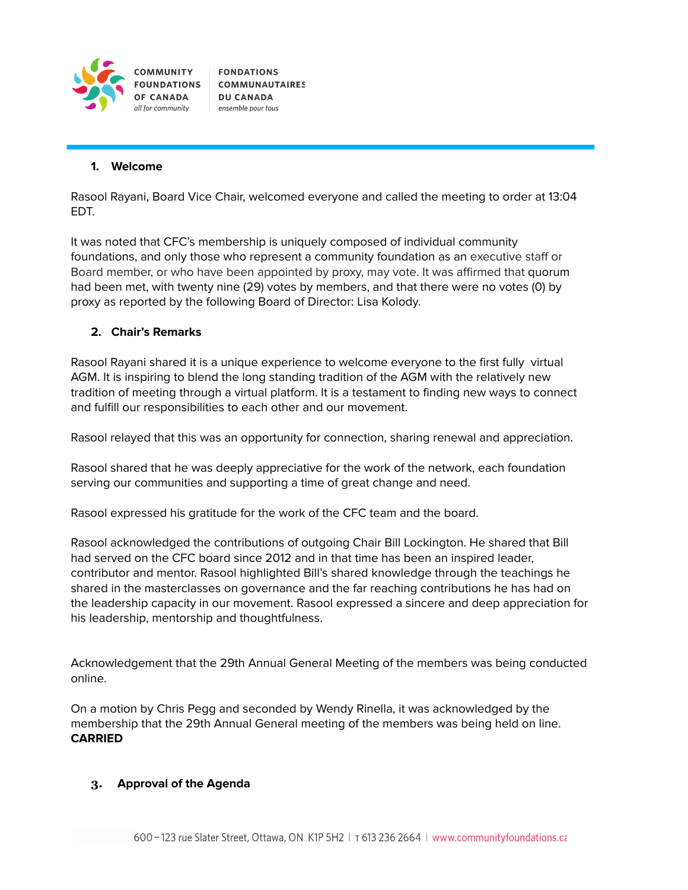## 1. Welcome

Rasool Rayani, Board Vice Chair, welcomed everyone and called the meeting to order at 13:04 EDT.

It was noted that CFC's membership is uniquely composed of individual community foundations, and only those who represent a community foundation as an executive staff or Board member, or who have been appointed by proxy, may vote. It was affirmed that quorum had been met, with twenty nine (29) votes by members, and that there were no votes (0) by proxy as reported by the following Board of Director: Lisa Kolody.

## 2. Chair's Remarks

Rasool Rayani shared it is a unique experience to welcome everyone to the first fully virtual AGM. It is inspiring to blend the long standing tradition of the AGM with the relatively new tradition of meeting through a virtual platform. It is a testament to finding new ways to connect and fulfill our responsibilities to each other and our movement.

Rasool relayed that this was an opportunity for connection, sharing renewal and appreciation.

Rasool shared that he was deeply appreciative for the work of the network, each foundation serving our communities and supporting a time of great change and need.

Rasool expressed his gratitude for the work of the CFC team and the board.

Rasool acknowledged the contributions of outgoing Chair Bill Lockington. He shared that Bill had served on the CFC board since 2012 and in that time has been an inspired leader, contributor and mentor. Rasool highlighted Bill's shared knowledge through the teachings he shared in the masterclasses on governance and the far reaching contributions he has had on the leadership capacity in our movement. Rasool expressed a sincere and deep appreciation for his leadership, mentorship and thoughtfulness.

Acknowledgement that the 29th Annual General Meeting of the members was being conducted online.

On a motion by Chris Pegg and seconded by Wendy Rinella, it was acknowledged by the membership that the 29th Annual General meeting of the members was being held on line.
**CARRIED**

## 3. Approval of the Agenda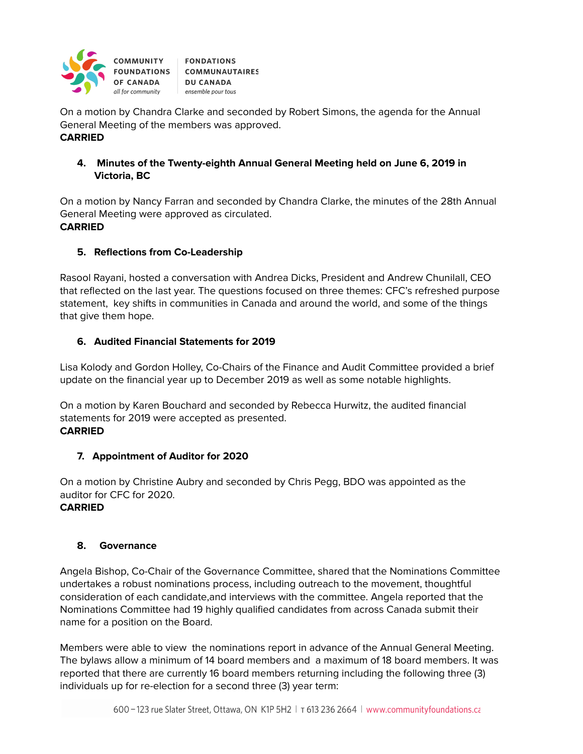On a motion by Chandra Clarke and seconded by Robert Simons, the agenda for the Annual General Meeting of the members was approved.
**CARRIED**

### 4. Minutes of the Twenty-eighth Annual General Meeting held on June 6, 2019 in Victoria, BC

On a motion by Nancy Farran and seconded by Chandra Clarke, the minutes of the 28th Annual General Meeting were approved as circulated.
**CARRIED**

### 5. Reflections from Co-Leadership

Rasool Rayani, hosted a conversation with Andrea Dicks, President and Andrew Chunilall, CEO that reflected on the last year. The questions focused on three themes: CFC's refreshed purpose statement, key shifts in communities in Canada and around the world, and some of the things that give them hope.

### 6. Audited Financial Statements for 2019

Lisa Kolody and Gordon Holley, Co-Chairs of the Finance and Audit Committee provided a brief update on the financial year up to December 2019 as well as some notable highlights.

On a motion by Karen Bouchard and seconded by Rebecca Hurwitz, the audited financial statements for 2019 were accepted as presented.
**CARRIED**

### 7. Appointment of Auditor for 2020

On a motion by Christine Aubry and seconded by Chris Pegg, BDO was appointed as the auditor for CFC for 2020.
**CARRIED**

### 8. Governance

Angela Bishop, Co-Chair of the Governance Committee, shared that the Nominations Committee undertakes a robust nominations process, including outreach to the movement, thoughtful consideration of each candidate,and interviews with the committee. Angela reported that the Nominations Committee had 19 highly qualified candidates from across Canada submit their name for a position on the Board.

Members were able to view the nominations report in advance of the Annual General Meeting. The bylaws allow a minimum of 14 board members and a maximum of 18 board members. It was reported that there are currently 16 board members returning including the following three (3) individuals up for re-election for a second three (3) year term: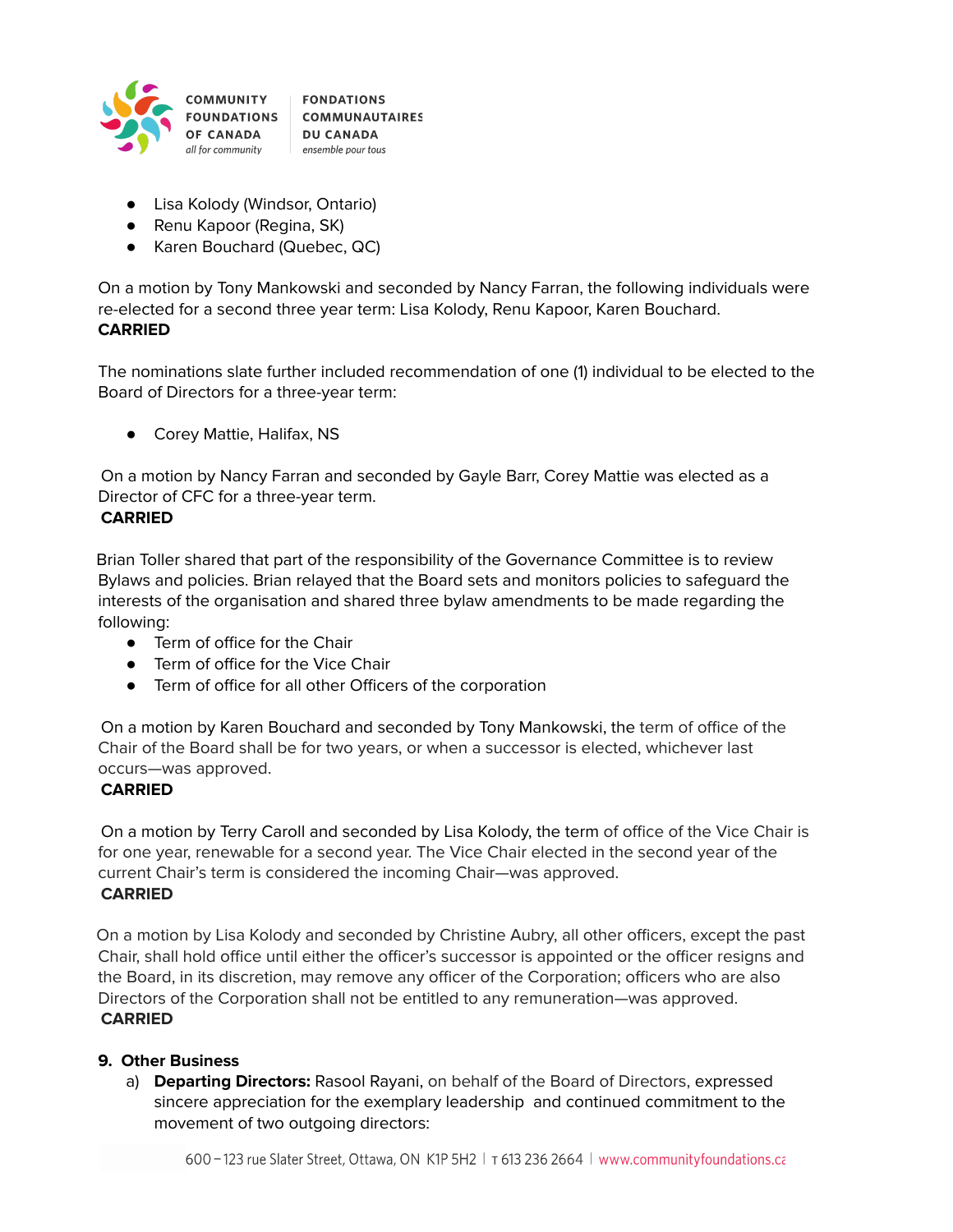- Lisa Kolody (Windsor, Ontario)
- Renu Kapoor (Regina, SK)
- Karen Bouchard (Quebec, QC)

On a motion by Tony Mankowski and seconded by Nancy Farran, the following individuals were re-elected for a second three year term: Lisa Kolody, Renu Kapoor, Karen Bouchard.
**CARRIED**

The nominations slate further included recommendation of one (1) individual to be elected to the Board of Directors for a three-year term:

- Corey Mattie, Halifax, NS

On a motion by Nancy Farran and seconded by Gayle Barr, Corey Mattie was elected as a Director of CFC for a three-year term.
**CARRIED**

Brian Toller shared that part of the responsibility of the Governance Committee is to review Bylaws and policies. Brian relayed that the Board sets and monitors policies to safeguard the interests of the organisation and shared three bylaw amendments to be made regarding the following:

- Term of office for the Chair
- Term of office for the Vice Chair
- Term of office for all other Officers of the corporation

On a motion by Karen Bouchard and seconded by Tony Mankowski, the term of office of the Chair of the Board shall be for two years, or when a successor is elected, whichever last occurs—was approved.
**CARRIED**

On a motion by Terry Caroll and seconded by Lisa Kolody, the term of office of the Vice Chair is for one year, renewable for a second year. The Vice Chair elected in the second year of the current Chair's term is considered the incoming Chair—was approved.
**CARRIED**

On a motion by Lisa Kolody and seconded by Christine Aubry, all other officers, except the past Chair, shall hold office until either the officer's successor is appointed or the officer resigns and the Board, in its discretion, may remove any officer of the Corporation; officers who are also Directors of the Corporation shall not be entitled to any remuneration—was approved.
**CARRIED**

**9. Other Business**

a) **Departing Directors:** Rasool Rayani, on behalf of the Board of Directors, expressed sincere appreciation for the exemplary leadership and continued commitment to the movement of two outgoing directors: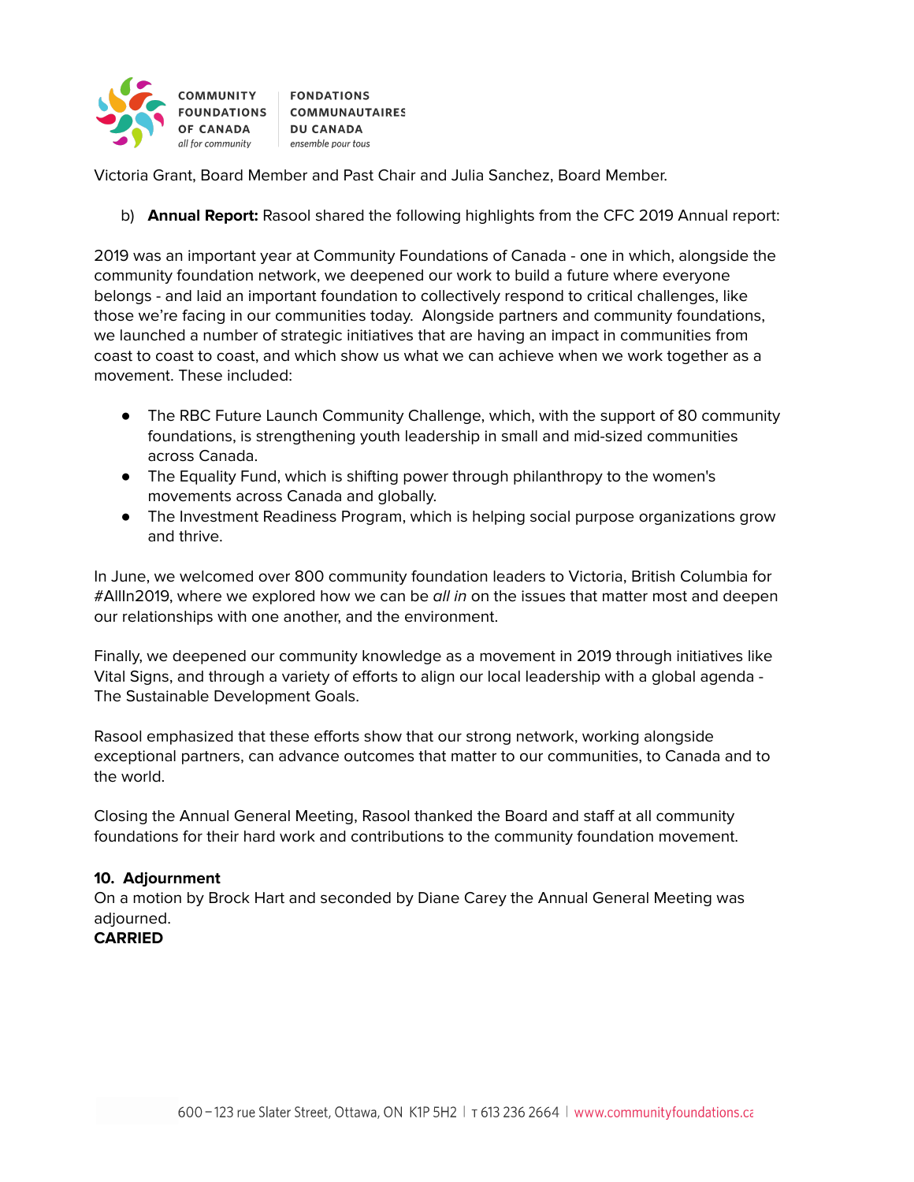Victoria Grant, Board Member and Past Chair and Julia Sanchez, Board Member.

b) **Annual Report:** Rasool shared the following highlights from the CFC 2019 Annual report:

2019 was an important year at Community Foundations of Canada - one in which, alongside the community foundation network, we deepened our work to build a future where everyone belongs - and laid an important foundation to collectively respond to critical challenges, like those we're facing in our communities today. Alongside partners and community foundations, we launched a number of strategic initiatives that are having an impact in communities from coast to coast to coast, and which show us what we can achieve when we work together as a movement. These included:

- The RBC Future Launch Community Challenge, which, with the support of 80 community foundations, is strengthening youth leadership in small and mid-sized communities across Canada.
- The Equality Fund, which is shifting power through philanthropy to the women's movements across Canada and globally.
- The Investment Readiness Program, which is helping social purpose organizations grow and thrive.

In June, we welcomed over 800 community foundation leaders to Victoria, British Columbia for #AllIn2019, where we explored how we can be *all in* on the issues that matter most and deepen our relationships with one another, and the environment.

Finally, we deepened our community knowledge as a movement in 2019 through initiatives like Vital Signs, and through a variety of efforts to align our local leadership with a global agenda - The Sustainable Development Goals.

Rasool emphasized that these efforts show that our strong network, working alongside exceptional partners, can advance outcomes that matter to our communities, to Canada and to the world.

Closing the Annual General Meeting, Rasool thanked the Board and staff at all community foundations for their hard work and contributions to the community foundation movement.

**10. Adjournment**
On a motion by Brock Hart and seconded by Diane Carey the Annual General Meeting was adjourned.
**CARRIED**